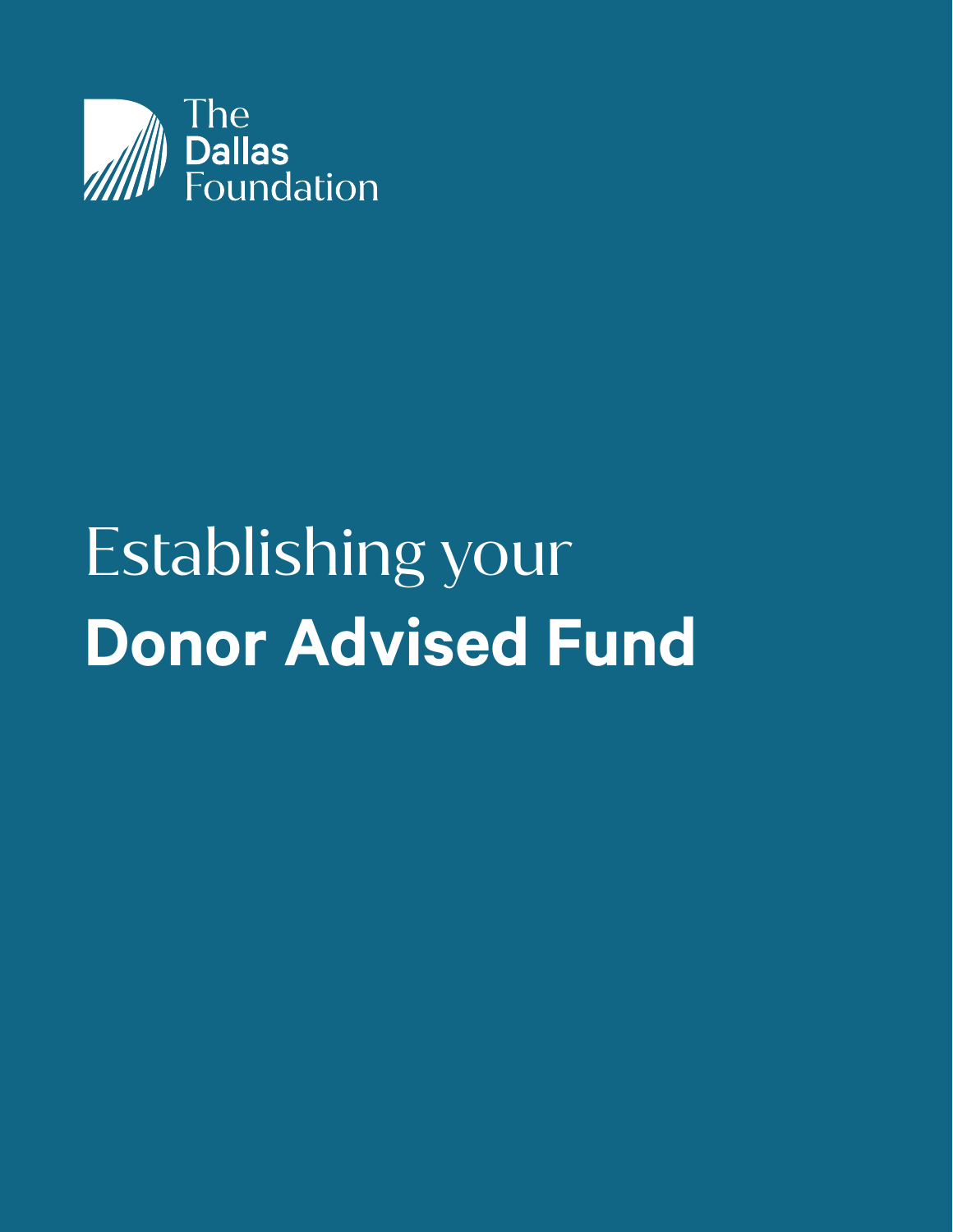The Dallas Foundation

# Establishing your **Donor Advised Fund**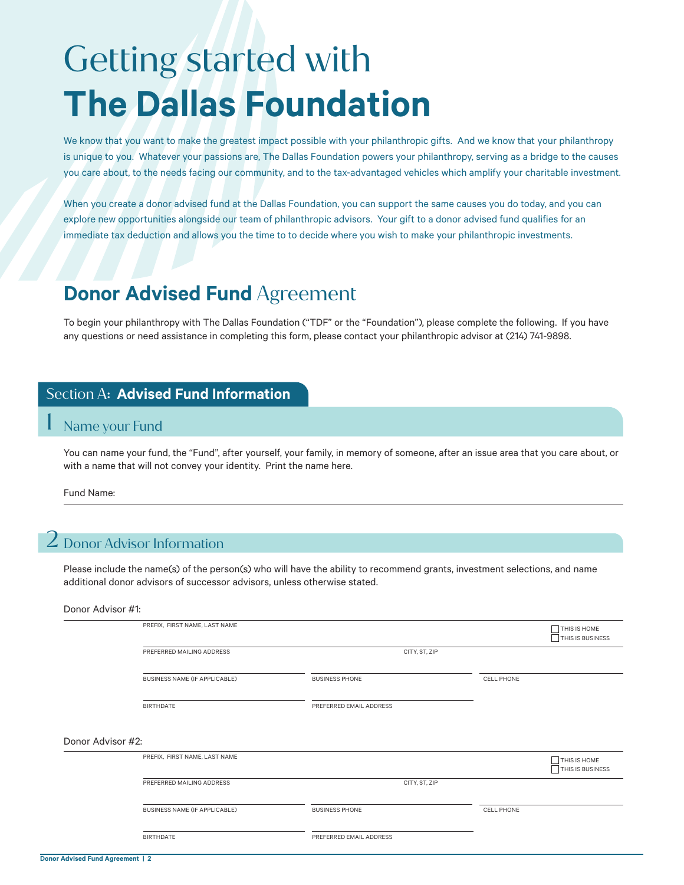# Getting started with **The Dallas Foundation**

We know that you want to make the greatest impact possible with your philanthropic gifts. And we know that your philanthropy is unique to you. Whatever your passions are, The Dallas Foundation powers your philanthropy, serving as a bridge to the causes you care about, to the needs facing our community, and to the tax-advantaged vehicles which amplify your charitable investment.

When you create a donor advised fund at the Dallas Foundation, you can support the same causes you do today, and you can explore new opportunities alongside our team of philanthropic advisors. Your gift to a donor advised fund qualifies for an immediate tax deduction and allows you the time to to decide where you wish to make your philanthropic investments.

## **Donor Advised Fund** Agreement

To begin your philanthropy with The Dallas Foundation ("TDF" or the "Foundation"), please complete the following. If you have any questions or need assistance in completing this form, please contact your philanthropic advisor at (214) 741-9898.

## Section A: **Advised Fund Information**

### 1 Name your Fund

You can name your fund, the "Fund", after yourself, your family, in memory of someone, after an issue area that you care about, or with a name that will not convey your identity. Print the name here.

Fund Name: ______________________________

### 2 Donor Advisor Information

Please include the name(s) of the person(s) who will have the ability to recommend grants, investment selections, and name additional donor advisors of successor advisors, unless otherwise stated.

Donor Advisor #1:

| | | |
|---|---|---|
| PREFIX, FIRST NAME, LAST NAME | | ☐ THIS IS HOME ☐ THIS IS BUSINESS |
| PREFERRED MAILING ADDRESS | CITY, ST, ZIP | |
| BUSINESS NAME (IF APPLICABLE) | BUSINESS PHONE | CELL PHONE |
| BIRTHDATE | PREFERRED EMAIL ADDRESS | |

Donor Advisor #2:

| | | |
|---|---|---|
| PREFIX, FIRST NAME, LAST NAME | | ☐ THIS IS HOME ☐ THIS IS BUSINESS |
| PREFERRED MAILING ADDRESS | CITY, ST, ZIP | |
| BUSINESS NAME (IF APPLICABLE) | BUSINESS PHONE | CELL PHONE |
| BIRTHDATE | PREFERRED EMAIL ADDRESS | |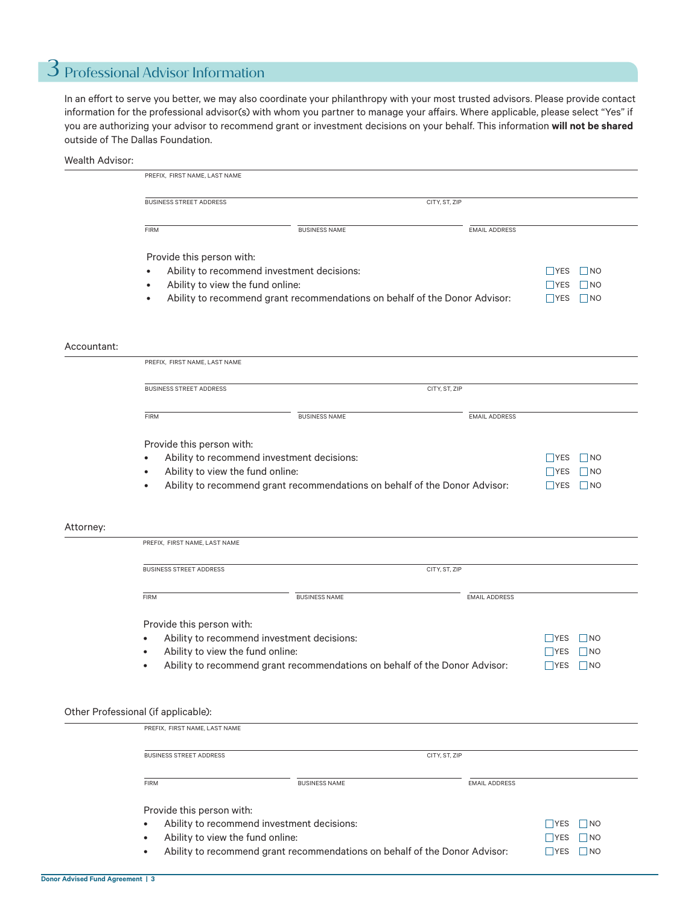## 3 Professional Advisor Information

In an effort to serve you better, we may also coordinate your philanthropy with your most trusted advisors. Please provide contact information for the professional advisor(s) with whom you partner to manage your affairs. Where applicable, please select "Yes" if you are authorizing your advisor to recommend grant or investment decisions on your behalf. This information **will not be shared** outside of The Dallas Foundation.

Wealth Advisor:

PREFIX, FIRST NAME, LAST NAME

BUSINESS STREET ADDRESS | CITY, ST, ZIP

FIRM | BUSINESS NAME | EMAIL ADDRESS

Provide this person with:

- Ability to recommend investment decisions: ☐YES ☐NO
- Ability to view the fund online: ☐YES ☐NO
- Ability to recommend grant recommendations on behalf of the Donor Advisor: ☐YES ☐NO

Accountant:

PREFIX, FIRST NAME, LAST NAME

BUSINESS STREET ADDRESS | CITY, ST, ZIP

FIRM | BUSINESS NAME | EMAIL ADDRESS

Provide this person with:

- Ability to recommend investment decisions: ☐YES ☐NO
- Ability to view the fund online: ☐YES ☐NO
- Ability to recommend grant recommendations on behalf of the Donor Advisor: ☐YES ☐NO

Attorney:

PREFIX, FIRST NAME, LAST NAME

BUSINESS STREET ADDRESS | CITY, ST, ZIP

FIRM | BUSINESS NAME | EMAIL ADDRESS

Provide this person with:

- Ability to recommend investment decisions: ☐YES ☐NO
- Ability to view the fund online: ☐YES ☐NO
- Ability to recommend grant recommendations on behalf of the Donor Advisor: ☐YES ☐NO

Other Professional (if applicable):

PREFIX, FIRST NAME, LAST NAME

BUSINESS STREET ADDRESS | CITY, ST, ZIP

FIRM | BUSINESS NAME | EMAIL ADDRESS

Provide this person with:

- Ability to recommend investment decisions: ☐YES ☐NO
- Ability to view the fund online: ☐YES ☐NO
- Ability to recommend grant recommendations on behalf of the Donor Advisor: ☐YES ☐NO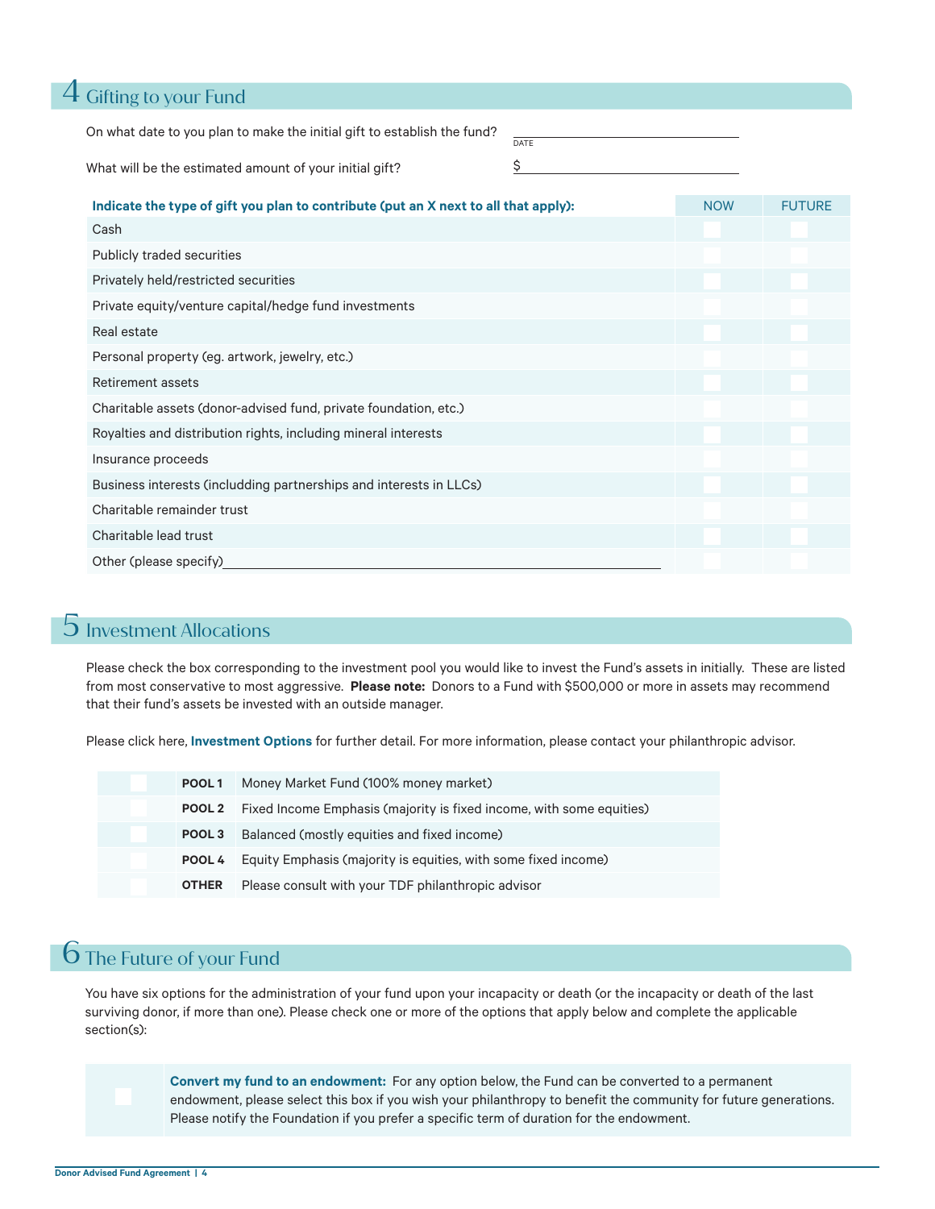## 4 Gifting to your Fund

On what date to you plan to make the initial gift to establish the fund? ______________________ DATE

What will be the estimated amount of your initial gift? $______________________

| Indicate the type of gift you plan to contribute (put an X next to all that apply): | NOW | FUTURE |
|---|---|---|
| Cash | | |
| Publicly traded securities | | |
| Privately held/restricted securities | | |
| Private equity/venture capital/hedge fund investments | | |
| Real estate | | |
| Personal property (eg. artwork, jewelry, etc.) | | |
| Retirement assets | | |
| Charitable assets (donor-advised fund, private foundation, etc.) | | |
| Royalties and distribution rights, including mineral interests | | |
| Insurance proceeds | | |
| Business interests (inclldding partnerships and interests in LLCs) | | |
| Charitable remainder trust | | |
| Charitable lead trust | | |
| Other (please specify)______________________ | | |

## 5 Investment Allocations

Please check the box corresponding to the investment pool you would like to invest the Fund's assets in initially. These are listed from most conservative to most aggressive. **Please note:** Donors to a Fund with $500,000 or more in assets may recommend that their fund's assets be invested with an outside manager.

Please click here, **Investment Options** for further detail. For more information, please contact your philanthropic advisor.

| | | |
|---|---|---|
| ☐ | **POOL 1** | Money Market Fund (100% money market) |
| ☐ | **POOL 2** | Fixed Income Emphasis (majority is fixed income, with some equities) |
| ☐ | **POOL 3** | Balanced (mostly equities and fixed income) |
| ☐ | **POOL 4** | Equity Emphasis (majority is equities, with some fixed income) |
| ☐ | **OTHER** | Please consult with your TDF philanthropic advisor |

## 6 The Future of your Fund

You have six options for the administration of your fund upon your incapacity or death (or the incapacity or death of the last surviving donor, if more than one). Please check one or more of the options that apply below and complete the applicable section(s):

☐ **Convert my fund to an endowment:** For any option below, the Fund can be converted to a permanent endowment, please select this box if you wish your philanthropy to benefit the community for future generations. Please notify the Foundation if you prefer a specific term of duration for the endowment.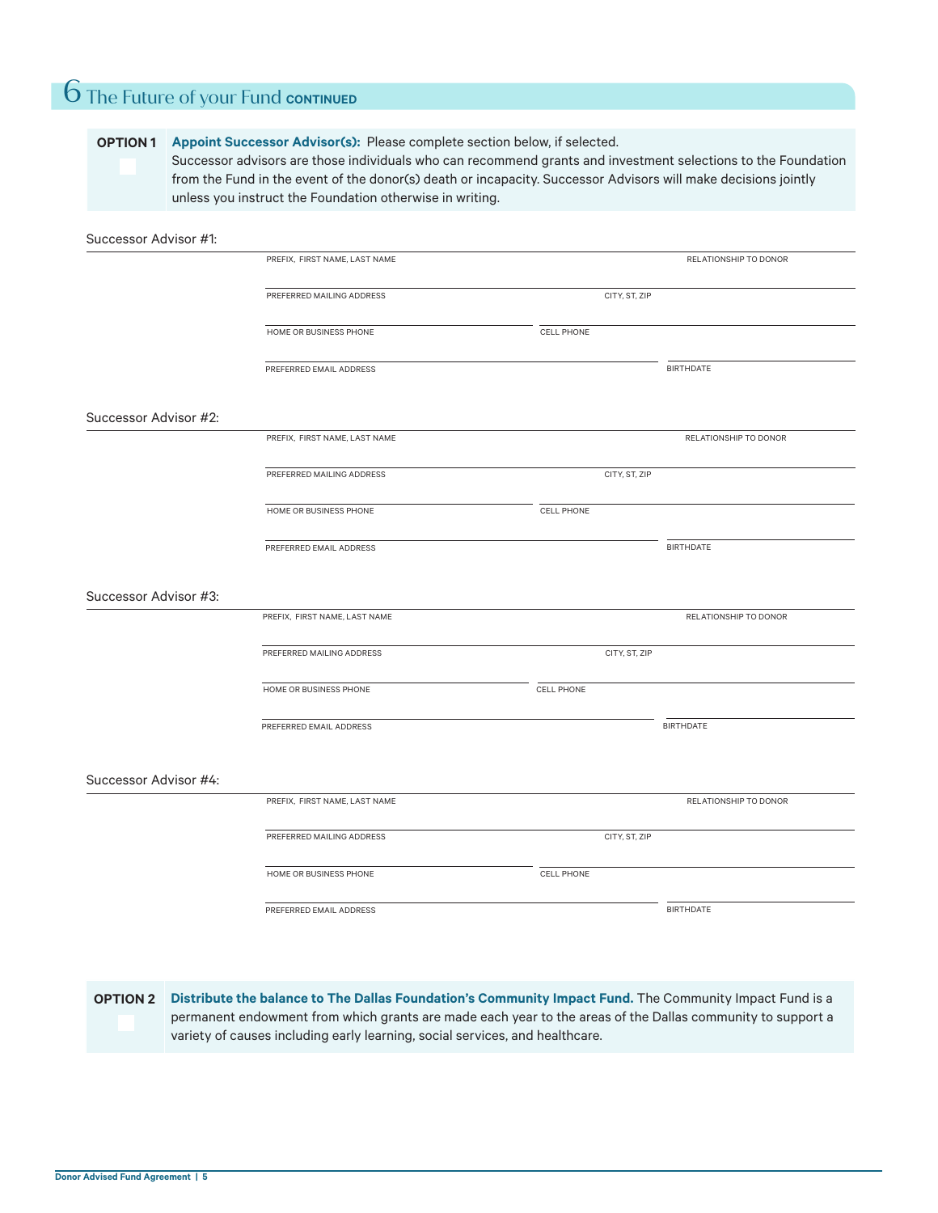## 6 The Future of your Fund CONTINUED

**OPTION 1** ☐ **Appoint Successor Advisor(s):** Please complete section below, if selected.
Successor advisors are those individuals who can recommend grants and investment selections to the Foundation from the Fund in the event of the donor(s) death or incapacity. Successor Advisors will make decisions jointly unless you instruct the Foundation otherwise in writing.

Successor Advisor #1:

PREFIX, FIRST NAME, LAST NAME _______________ RELATIONSHIP TO DONOR _______________

PREFERRED MAILING ADDRESS _______________ CITY, ST, ZIP _______________

HOME OR BUSINESS PHONE _______________ CELL PHONE _______________

PREFERRED EMAIL ADDRESS _______________ BIRTHDATE _______________

Successor Advisor #2:

PREFIX, FIRST NAME, LAST NAME _______________ RELATIONSHIP TO DONOR _______________

PREFERRED MAILING ADDRESS _______________ CITY, ST, ZIP _______________

HOME OR BUSINESS PHONE _______________ CELL PHONE _______________

PREFERRED EMAIL ADDRESS _______________ BIRTHDATE _______________

Successor Advisor #3:

PREFIX, FIRST NAME, LAST NAME _______________ RELATIONSHIP TO DONOR _______________

PREFERRED MAILING ADDRESS _______________ CITY, ST, ZIP _______________

HOME OR BUSINESS PHONE _______________ CELL PHONE _______________

PREFERRED EMAIL ADDRESS _______________ BIRTHDATE _______________

Successor Advisor #4:

PREFIX, FIRST NAME, LAST NAME _______________ RELATIONSHIP TO DONOR _______________

PREFERRED MAILING ADDRESS _______________ CITY, ST, ZIP _______________

HOME OR BUSINESS PHONE _______________ CELL PHONE _______________

PREFERRED EMAIL ADDRESS _______________ BIRTHDATE _______________

**OPTION 2** ☐ **Distribute the balance to The Dallas Foundation's Community Impact Fund.** The Community Impact Fund is a permanent endowment from which grants are made each year to the areas of the Dallas community to support a variety of causes including early learning, social services, and healthcare.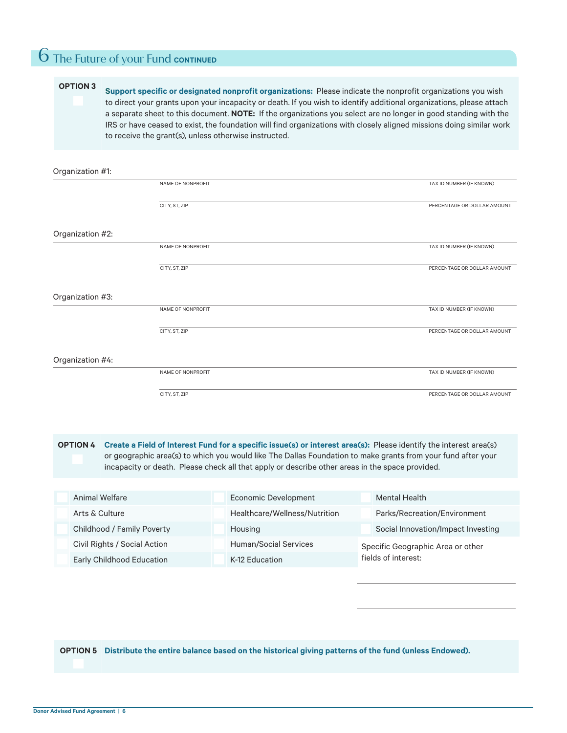# 6 The Future of your Fund CONTINUED

**OPTION 3** ☐

**Support specific or designated nonprofit organizations:** Please indicate the nonprofit organizations you wish to direct your grants upon your incapacity or death. If you wish to identify additional organizations, please attach a separate sheet to this document. **NOTE:** If the organizations you select are no longer in good standing with the IRS or have ceased to exist, the foundation will find organizations with closely aligned missions doing similar work to receive the grant(s), unless otherwise instructed.

Organization #1:

NAME OF NONPROFIT _______________ TAX ID NUMBER (IF KNOWN) _______________

CITY, ST, ZIP _______________ PERCENTAGE OR DOLLAR AMOUNT _______________

Organization #2:

NAME OF NONPROFIT _______________ TAX ID NUMBER (IF KNOWN) _______________

CITY, ST, ZIP _______________ PERCENTAGE OR DOLLAR AMOUNT _______________

Organization #3:

NAME OF NONPROFIT _______________ TAX ID NUMBER (IF KNOWN) _______________

CITY, ST, ZIP _______________ PERCENTAGE OR DOLLAR AMOUNT _______________

Organization #4:

NAME OF NONPROFIT _______________ TAX ID NUMBER (IF KNOWN) _______________

CITY, ST, ZIP _______________ PERCENTAGE OR DOLLAR AMOUNT _______________

**OPTION 4** ☐

**Create a Field of Interest Fund for a specific issue(s) or interest area(s):** Please identify the interest area(s) or geographic area(s) to which you would like The Dallas Foundation to make grants from your fund after your incapacity or death. Please check all that apply or describe other areas in the space provided.

| | | |
|---|---|---|
| ☐ Animal Welfare | ☐ Economic Development | ☐ Mental Health |
| ☐ Arts & Culture | ☐ Healthcare/Wellness/Nutrition | ☐ Parks/Recreation/Environment |
| ☐ Childhood / Family Poverty | ☐ Housing | ☐ Social Innovation/Impact Investing |
| ☐ Civil Rights / Social Action | ☐ Human/Social Services | Specific Geographic Area or other fields of interest: |
| ☐ Early Childhood Education | ☐ K-12 Education | |

_______________

_______________

**OPTION 5** ☐

**Distribute the entire balance based on the historical giving patterns of the fund (unless Endowed).**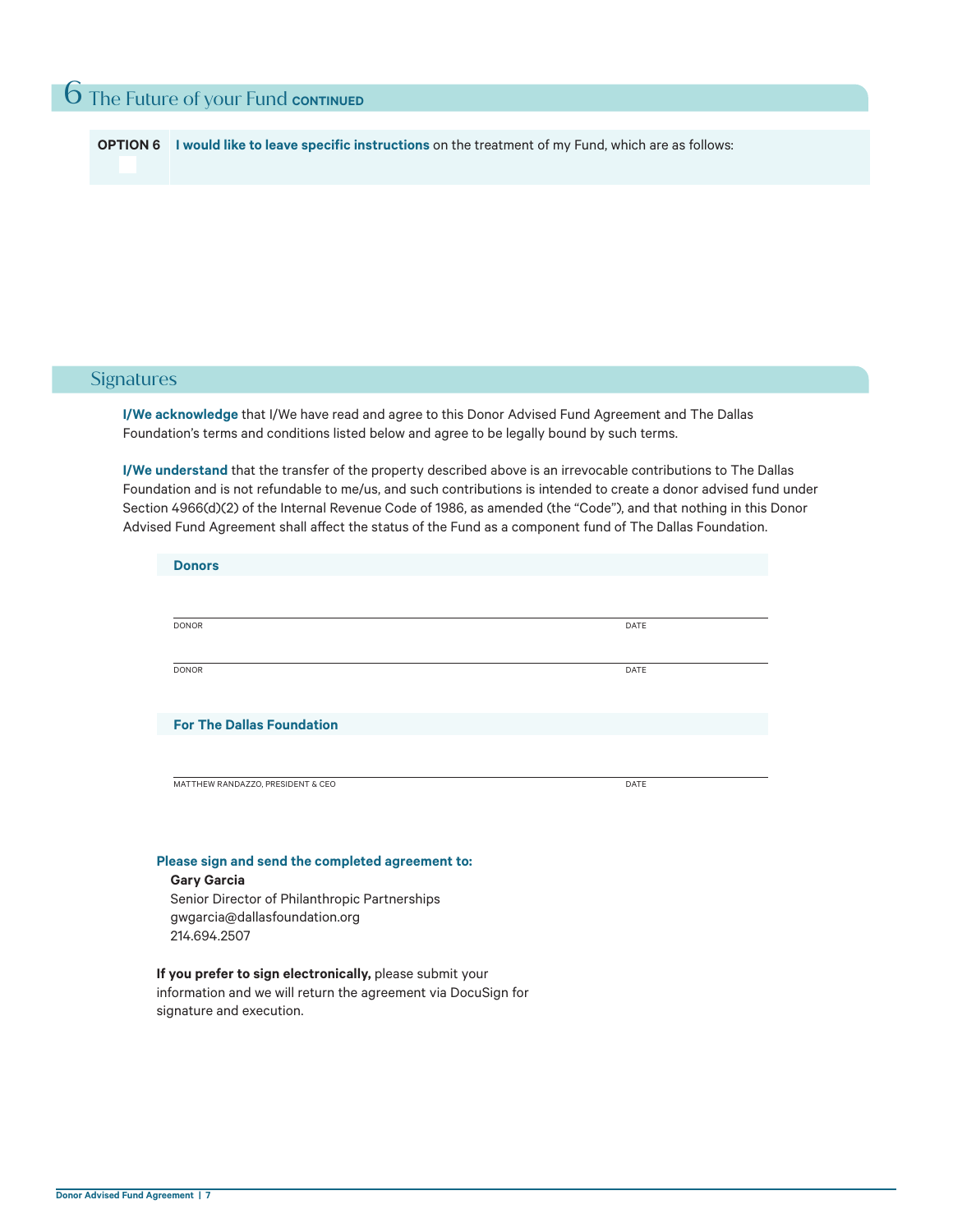# 6 The Future of your Fund CONTINUED

**OPTION 6** ☐ **I would like to leave specific instructions** on the treatment of my Fund, which are as follows:

## Signatures

**I/We acknowledge** that I/We have read and agree to this Donor Advised Fund Agreement and The Dallas Foundation's terms and conditions listed below and agree to be legally bound by such terms.

**I/We understand** that the transfer of the property described above is an irrevocable contributions to The Dallas Foundation and is not refundable to me/us, and such contributions is intended to create a donor advised fund under Section 4966(d)(2) of the Internal Revenue Code of 1986, as amended (the "Code"), and that nothing in this Donor Advised Fund Agreement shall affect the status of the Fund as a component fund of The Dallas Foundation.

**Donors**

DONOR _______________________ DATE __________

DONOR _______________________ DATE __________

**For The Dallas Foundation**

MATTHEW RANDAZZO, PRESIDENT & CEO _______________________ DATE __________

**Please sign and send the completed agreement to:**

**Gary Garcia**
Senior Director of Philanthropic Partnerships
gwgarcia@dallasfoundation.org
214.694.2507

**If you prefer to sign electronically,** please submit your information and we will return the agreement via DocuSign for signature and execution.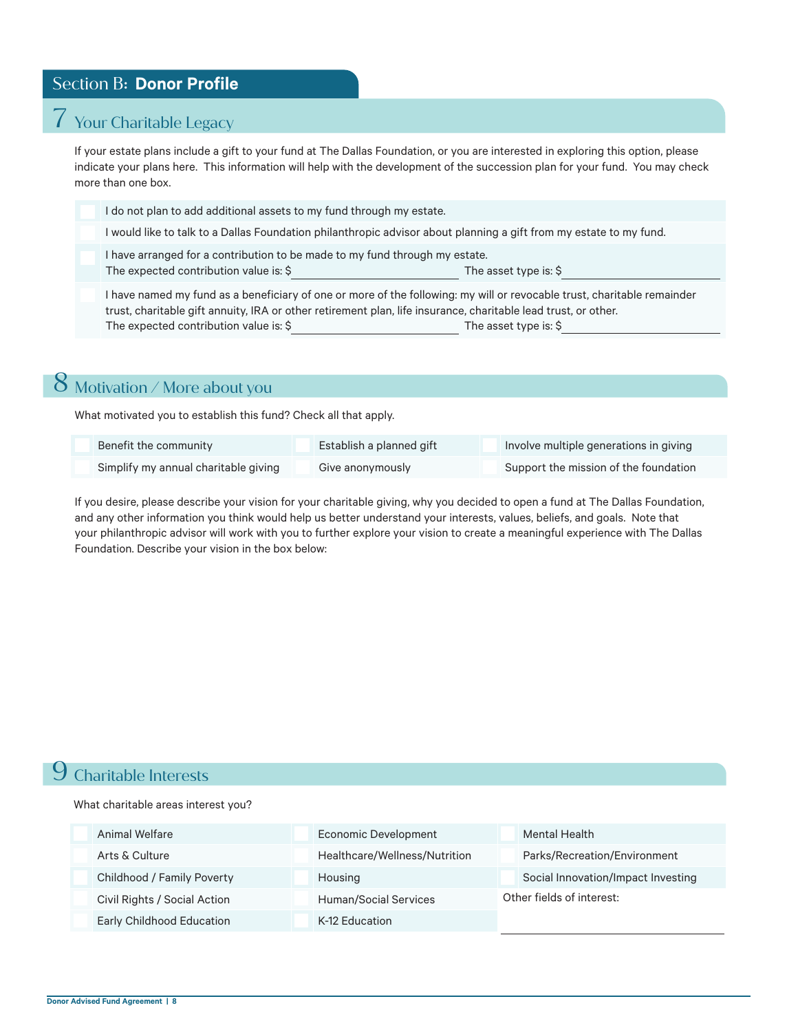## Section B: **Donor Profile**

### 7 Your Charitable Legacy

If your estate plans include a gift to your fund at The Dallas Foundation, or you are interested in exploring this option, please indicate your plans here. This information will help with the development of the succession plan for your fund. You may check more than one box.

- ☐ I do not plan to add additional assets to my fund through my estate.
- ☐ I would like to talk to a Dallas Foundation philanthropic advisor about planning a gift from my estate to my fund.
- ☐ I have arranged for a contribution to be made to my fund through my estate.
  The expected contribution value is: $\_\_\_\_\_\_\_\_\_\_\_\_\_\_\_\_\_\_ The asset type is: $\_\_\_\_\_\_\_\_\_\_\_\_\_\_\_\_\_\_
- ☐ I have named my fund as a beneficiary of one or more of the following: my will or revocable trust, charitable remainder trust, charitable gift annuity, IRA or other retirement plan, life insurance, charitable lead trust, or other.
  The expected contribution value is: $\_\_\_\_\_\_\_\_\_\_\_\_\_\_\_\_\_\_ The asset type is: $\_\_\_\_\_\_\_\_\_\_\_\_\_\_\_\_\_\_

### 8 Motivation / More about you

What motivated you to establish this fund? Check all that apply.

| | | |
|---|---|---|
| ☐ Benefit the community | ☐ Establish a planned gift | ☐ Involve multiple generations in giving |
| ☐ Simplify my annual charitable giving | ☐ Give anonymously | ☐ Support the mission of the foundation |

If you desire, please describe your vision for your charitable giving, why you decided to open a fund at The Dallas Foundation, and any other information you think would help us better understand your interests, values, beliefs, and goals. Note that your philanthropic advisor will work with you to further explore your vision to create a meaningful experience with The Dallas Foundation. Describe your vision in the box below:

### 9 Charitable Interests

What charitable areas interest you?

| | | |
|---|---|---|
| ☐ Animal Welfare | ☐ Economic Development | ☐ Mental Health |
| ☐ Arts & Culture | ☐ Healthcare/Wellness/Nutrition | ☐ Parks/Recreation/Environment |
| ☐ Childhood / Family Poverty | ☐ Housing | ☐ Social Innovation/Impact Investing |
| ☐ Civil Rights / Social Action | ☐ Human/Social Services | Other fields of interest: |
| ☐ Early Childhood Education | ☐ K-12 Education | \_\_\_\_\_\_\_\_\_\_\_\_\_\_\_\_\_\_ |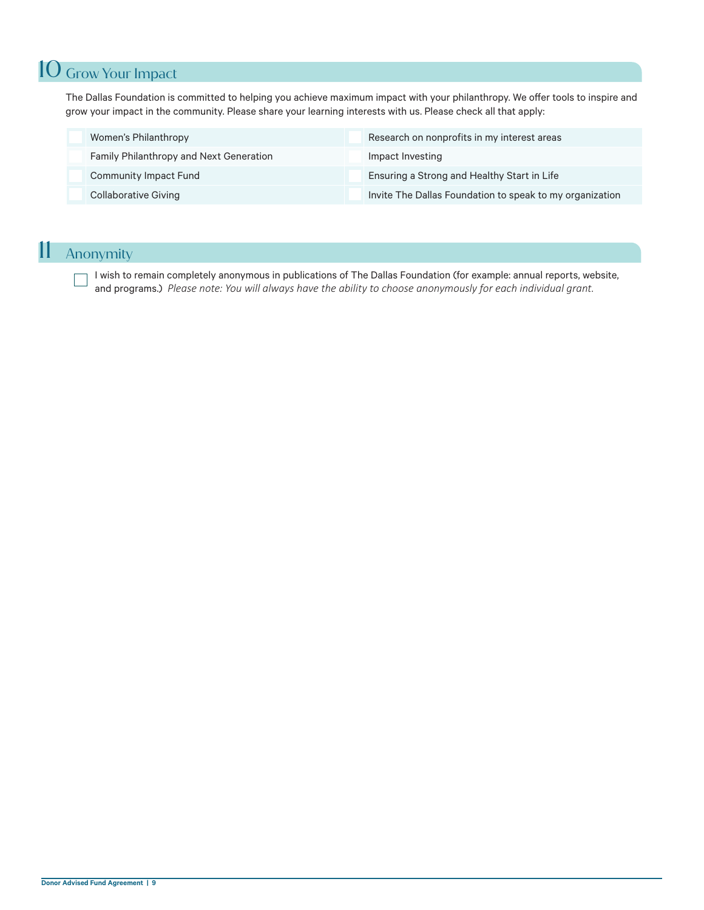## 10 Grow Your Impact

The Dallas Foundation is committed to helping you achieve maximum impact with your philanthropy. We offer tools to inspire and grow your impact in the community. Please share your learning interests with us. Please check all that apply:

| | | | |
|---|---|---|---|
| ☐ | Women's Philanthropy | ☐ | Research on nonprofits in my interest areas |
| ☐ | Family Philanthropy and Next Generation | ☐ | Impact Investing |
| ☐ | Community Impact Fund | ☐ | Ensuring a Strong and Healthy Start in Life |
| ☐ | Collaborative Giving | ☐ | Invite The Dallas Foundation to speak to my organization |

## 11 Anonymity

☐ I wish to remain completely anonymous in publications of The Dallas Foundation (for example: annual reports, website, and programs.) *Please note: You will always have the ability to choose anonymously for each individual grant.*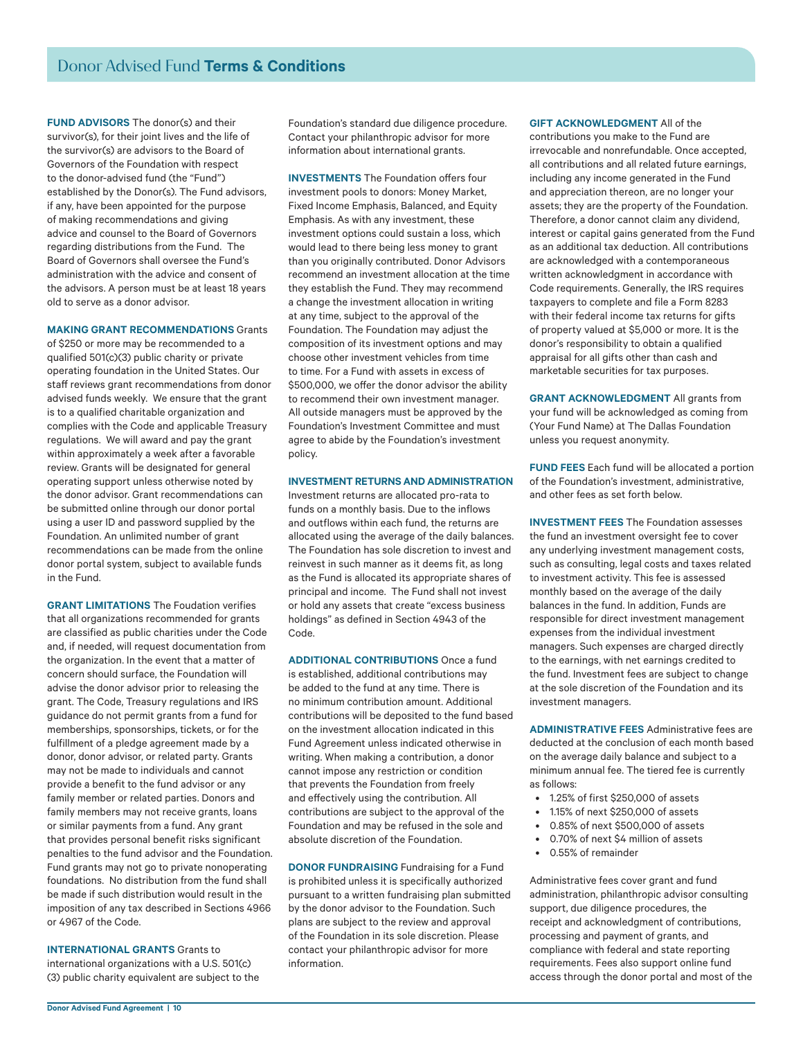# Donor Advised Fund **Terms & Conditions**

**FUND ADVISORS** The donor(s) and their survivor(s), for their joint lives and the life of the survivor(s) are advisors to the Board of Governors of the Foundation with respect to the donor-advised fund (the "Fund") established by the Donor(s). The Fund advisors, if any, have been appointed for the purpose of making recommendations and giving advice and counsel to the Board of Governors regarding distributions from the Fund. The Board of Governors shall oversee the Fund's administration with the advice and consent of the advisors. A person must be at least 18 years old to serve as a donor advisor.

**MAKING GRANT RECOMMENDATIONS** Grants of $250 or more may be recommended to a qualified 501(c)(3) public charity or private operating foundation in the United States. Our staff reviews grant recommendations from donor advised funds weekly. We ensure that the grant is to a qualified charitable organization and complies with the Code and applicable Treasury regulations. We will award and pay the grant within approximately a week after a favorable review. Grants will be designated for general operating support unless otherwise noted by the donor advisor. Grant recommendations can be submitted online through our donor portal using a user ID and password supplied by the Foundation. An unlimited number of grant recommendations can be made from the online donor portal system, subject to available funds in the Fund.

**GRANT LIMITATIONS** The Foudation verifies that all organizations recommended for grants are classified as public charities under the Code and, if needed, will request documentation from the organization. In the event that a matter of concern should surface, the Foundation will advise the donor advisor prior to releasing the grant. The Code, Treasury regulations and IRS guidance do not permit grants from a fund for memberships, sponsorships, tickets, or for the fulfillment of a pledge agreement made by a donor, donor advisor, or related party. Grants may not be made to individuals and cannot provide a benefit to the fund advisor or any family member or related parties. Donors and family members may not receive grants, loans or similar payments from a fund. Any grant that provides personal benefit risks significant penalties to the fund advisor and the Foundation. Fund grants may not go to private nonoperating foundations. No distribution from the fund shall be made if such distribution would result in the imposition of any tax described in Sections 4966 or 4967 of the Code.

**INTERNATIONAL GRANTS** Grants to international organizations with a U.S. 501(c)(3) public charity equivalent are subject to the Foundation's standard due diligence procedure. Contact your philanthropic advisor for more information about international grants.

**INVESTMENTS** The Foundation offers four investment pools to donors: Money Market, Fixed Income Emphasis, Balanced, and Equity Emphasis. As with any investment, these investment options could sustain a loss, which would lead to there being less money to grant than you originally contributed. Donor Advisors recommend an investment allocation at the time they establish the Fund. They may recommend a change the investment allocation in writing at any time, subject to the approval of the Foundation. The Foundation may adjust the composition of its investment options and may choose other investment vehicles from time to time. For a Fund with assets in excess of $500,000, we offer the donor advisor the ability to recommend their own investment manager. All outside managers must be approved by the Foundation's Investment Committee and must agree to abide by the Foundation's investment policy.

**INVESTMENT RETURNS AND ADMINISTRATION** Investment returns are allocated pro-rata to funds on a monthly basis. Due to the inflows and outflows within each fund, the returns are allocated using the average of the daily balances. The Foundation has sole discretion to invest and reinvest in such manner as it deems fit, as long as the Fund is allocated its appropriate shares of principal and income. The Fund shall not invest or hold any assets that create "excess business holdings" as defined in Section 4943 of the Code.

**ADDITIONAL CONTRIBUTIONS** Once a fund is established, additional contributions may be added to the fund at any time. There is no minimum contribution amount. Additional contributions will be deposited to the fund based on the investment allocation indicated in this Fund Agreement unless indicated otherwise in writing. When making a contribution, a donor cannot impose any restriction or condition that prevents the Foundation from freely and effectively using the contribution. All contributions are subject to the approval of the Foundation and may be refused in the sole and absolute discretion of the Foundation.

**DONOR FUNDRAISING** Fundraising for a Fund is prohibited unless it is specifically authorized pursuant to a written fundraising plan submitted by the donor advisor to the Foundation. Such plans are subject to the review and approval of the Foundation in its sole discretion. Please contact your philanthropic advisor for more information.

**GIFT ACKNOWLEDGMENT** All of the contributions you make to the Fund are irrevocable and nonrefundable. Once accepted, all contributions and all related future earnings, including any income generated in the Fund and appreciation thereon, are no longer your assets; they are the property of the Foundation. Therefore, a donor cannot claim any dividend, interest or capital gains generated from the Fund as an additional tax deduction. All contributions are acknowledged with a contemporaneous written acknowledgment in accordance with Code requirements. Generally, the IRS requires taxpayers to complete and file a Form 8283 with their federal income tax returns for gifts of property valued at $5,000 or more. It is the donor's responsibility to obtain a qualified appraisal for all gifts other than cash and marketable securities for tax purposes.

**GRANT ACKNOWLEDGMENT** All grants from your fund will be acknowledged as coming from (Your Fund Name) at The Dallas Foundation unless you request anonymity.

**FUND FEES** Each fund will be allocated a portion of the Foundation's investment, administrative, and other fees as set forth below.

**INVESTMENT FEES** The Foundation assesses the fund an investment oversight fee to cover any underlying investment management costs, such as consulting, legal costs and taxes related to investment activity. This fee is assessed monthly based on the average of the daily balances in the fund. In addition, Funds are responsible for direct investment management expenses from the individual investment managers. Such expenses are charged directly to the earnings, with net earnings credited to the fund. Investment fees are subject to change at the sole discretion of the Foundation and its investment managers.

**ADMINISTRATIVE FEES** Administrative fees are deducted at the conclusion of each month based on the average daily balance and subject to a minimum annual fee. The tiered fee is currently as follows:

- 1.25% of first $250,000 of assets
- 1.15% of next $250,000 of assets
- 0.85% of next $500,000 of assets
- 0.70% of next $4 million of assets
- 0.55% of remainder

Administrative fees cover grant and fund administration, philanthropic advisor consulting support, due diligence procedures, the receipt and acknowledgment of contributions, processing and payment of grants, and compliance with federal and state reporting requirements. Fees also support online fund access through the donor portal and most of the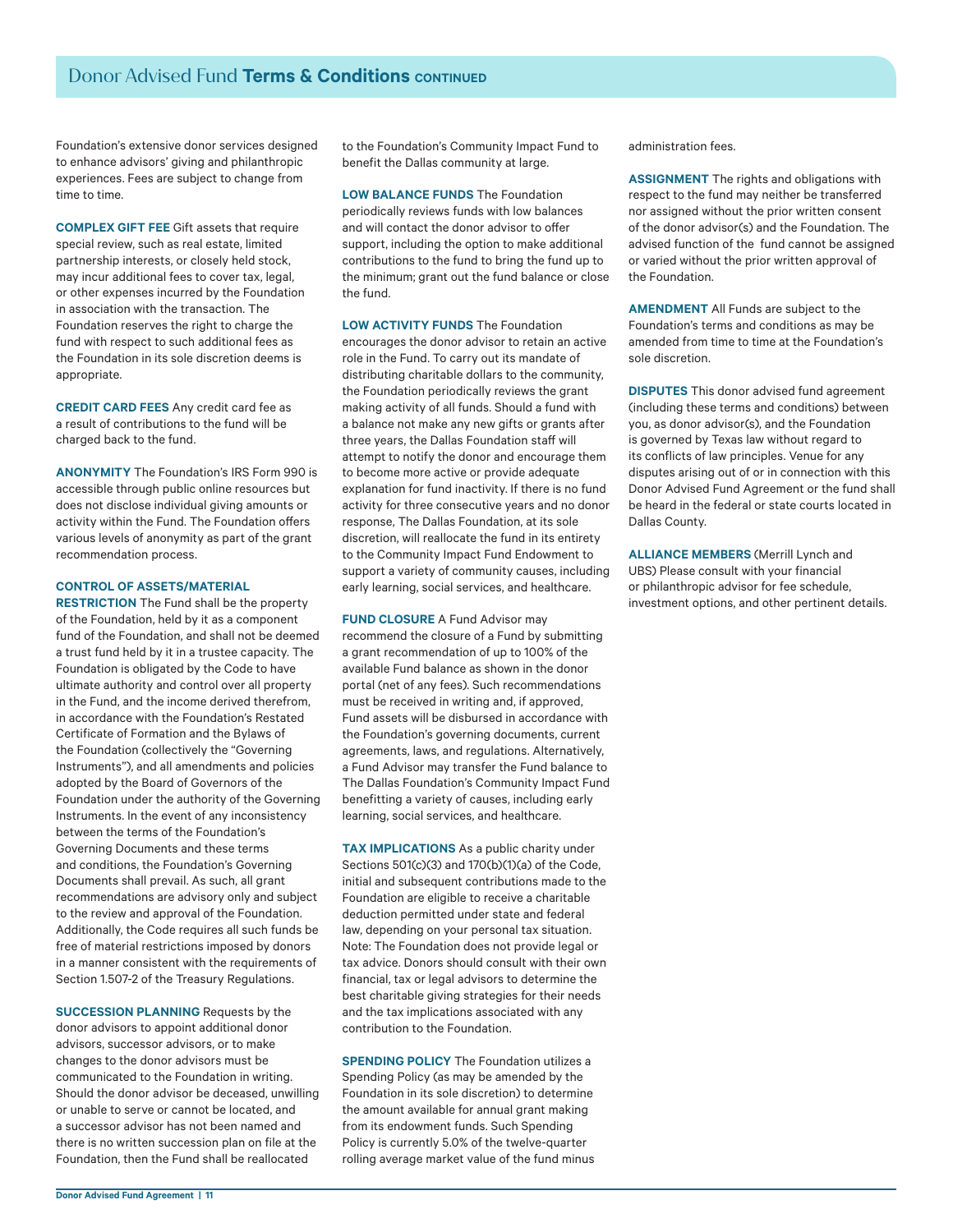## Donor Advised Fund **Terms & Conditions** CONTINUED

Foundation's extensive donor services designed to enhance advisors' giving and philanthropic experiences. Fees are subject to change from time to time.

**COMPLEX GIFT FEE** Gift assets that require special review, such as real estate, limited partnership interests, or closely held stock, may incur additional fees to cover tax, legal, or other expenses incurred by the Foundation in association with the transaction. The Foundation reserves the right to charge the fund with respect to such additional fees as the Foundation in its sole discretion deems is appropriate.

**CREDIT CARD FEES** Any credit card fee as a result of contributions to the fund will be charged back to the fund.

**ANONYMITY** The Foundation's IRS Form 990 is accessible through public online resources but does not disclose individual giving amounts or activity within the Fund. The Foundation offers various levels of anonymity as part of the grant recommendation process.

**CONTROL OF ASSETS/MATERIAL RESTRICTION** The Fund shall be the property of the Foundation, held by it as a component fund of the Foundation, and shall not be deemed a trust fund held by it in a trustee capacity. The Foundation is obligated by the Code to have ultimate authority and control over all property in the Fund, and the income derived therefrom, in accordance with the Foundation's Restated Certificate of Formation and the Bylaws of the Foundation (collectively the "Governing Instruments"), and all amendments and policies adopted by the Board of Governors of the Foundation under the authority of the Governing Instruments. In the event of any inconsistency between the terms of the Foundation's Governing Documents and these terms and conditions, the Foundation's Governing Documents shall prevail. As such, all grant recommendations are advisory only and subject to the review and approval of the Foundation. Additionally, the Code requires all such funds be free of material restrictions imposed by donors in a manner consistent with the requirements of Section 1.507-2 of the Treasury Regulations.

**SUCCESSION PLANNING** Requests by the donor advisors to appoint additional donor advisors, successor advisors, or to make changes to the donor advisors must be communicated to the Foundation in writing. Should the donor advisor be deceased, unwilling or unable to serve or cannot be located, and a successor advisor has not been named and there is no written succession plan on file at the Foundation, then the Fund shall be reallocated to the Foundation's Community Impact Fund to benefit the Dallas community at large.

**LOW BALANCE FUNDS** The Foundation periodically reviews funds with low balances and will contact the donor advisor to offer support, including the option to make additional contributions to the fund to bring the fund up to the minimum; grant out the fund balance or close the fund.

**LOW ACTIVITY FUNDS** The Foundation encourages the donor advisor to retain an active role in the Fund. To carry out its mandate of distributing charitable dollars to the community, the Foundation periodically reviews the grant making activity of all funds. Should a fund with a balance not make any new gifts or grants after three years, the Dallas Foundation staff will attempt to notify the donor and encourage them to become more active or provide adequate explanation for fund inactivity. If there is no fund activity for three consecutive years and no donor response, The Dallas Foundation, at its sole discretion, will reallocate the fund in its entirety to the Community Impact Fund Endowment to support a variety of community causes, including early learning, social services, and healthcare.

**FUND CLOSURE** A Fund Advisor may recommend the closure of a Fund by submitting a grant recommendation of up to 100% of the available Fund balance as shown in the donor portal (net of any fees). Such recommendations must be received in writing and, if approved, Fund assets will be disbursed in accordance with the Foundation's governing documents, current agreements, laws, and regulations. Alternatively, a Fund Advisor may transfer the Fund balance to The Dallas Foundation's Community Impact Fund benefitting a variety of causes, including early learning, social services, and healthcare.

**TAX IMPLICATIONS** As a public charity under Sections 501(c)(3) and 170(b)(1)(a) of the Code, initial and subsequent contributions made to the Foundation are eligible to receive a charitable deduction permitted under state and federal law, depending on your personal tax situation. Note: The Foundation does not provide legal or tax advice. Donors should consult with their own financial, tax or legal advisors to determine the best charitable giving strategies for their needs and the tax implications associated with any contribution to the Foundation.

**SPENDING POLICY** The Foundation utilizes a Spending Policy (as may be amended by the Foundation in its sole discretion) to determine the amount available for annual grant making from its endowment funds. Such Spending Policy is currently 5.0% of the twelve-quarter rolling average market value of the fund minus administration fees.

**ASSIGNMENT** The rights and obligations with respect to the fund may neither be transferred nor assigned without the prior written consent of the donor advisor(s) and the Foundation. The advised function of the fund cannot be assigned or varied without the prior written approval of the Foundation.

**AMENDMENT** All Funds are subject to the Foundation's terms and conditions as may be amended from time to time at the Foundation's sole discretion.

**DISPUTES** This donor advised fund agreement (including these terms and conditions) between you, as donor advisor(s), and the Foundation is governed by Texas law without regard to its conflicts of law principles. Venue for any disputes arising out of or in connection with this Donor Advised Fund Agreement or the fund shall be heard in the federal or state courts located in Dallas County.

**ALLIANCE MEMBERS** (Merrill Lynch and UBS) Please consult with your financial or philanthropic advisor for fee schedule, investment options, and other pertinent details.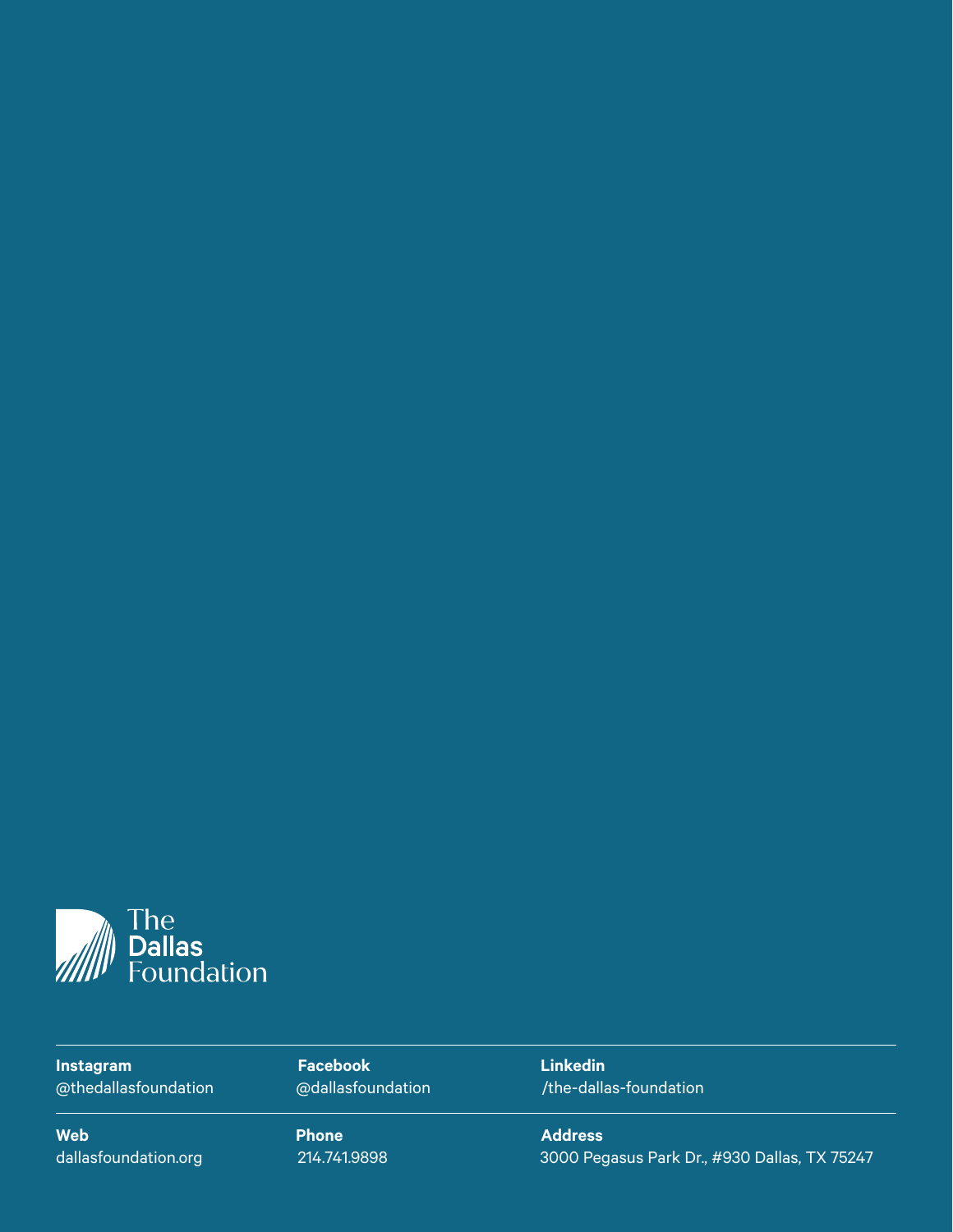The Dallas Foundation

**Instagram**
@thedallasfoundation

**Facebook**
@dallasfoundation

**Linkedin**
/the-dallas-foundation

**Web**
dallasfoundation.org

**Phone**
214.741.9898

**Address**
3000 Pegasus Park Dr., #930 Dallas, TX 75247